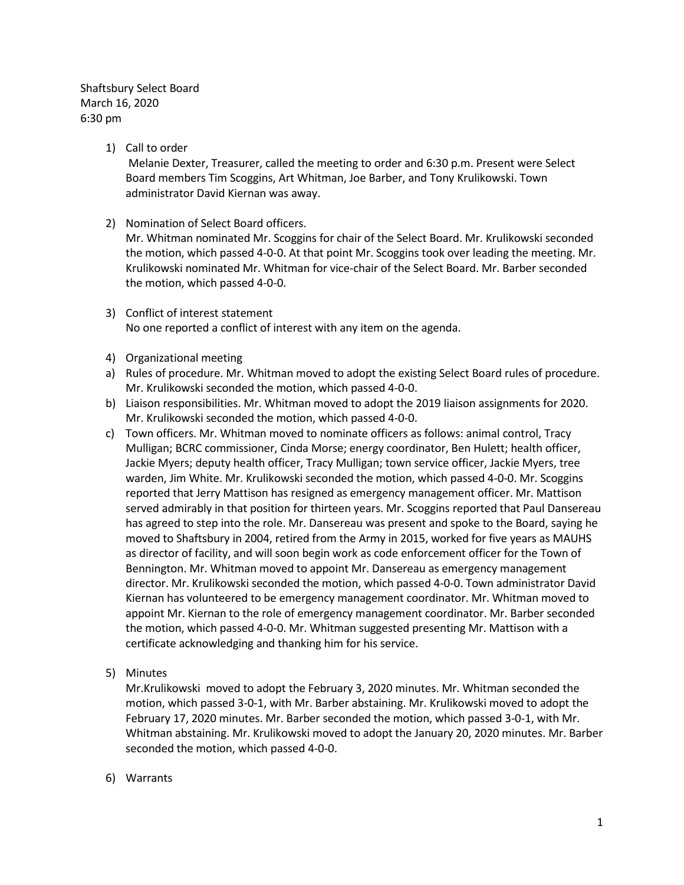Shaftsbury Select Board
March 16, 2020
6:30 pm

1) Call to order
   Melanie Dexter, Treasurer, called the meeting to order and 6:30 p.m. Present were Select Board members Tim Scoggins, Art Whitman, Joe Barber, and Tony Krulikowski. Town administrator David Kiernan was away.

2) Nomination of Select Board officers.
   Mr. Whitman nominated Mr. Scoggins for chair of the Select Board. Mr. Krulikowski seconded the motion, which passed 4-0-0. At that point Mr. Scoggins took over leading the meeting. Mr. Krulikowski nominated Mr. Whitman for vice-chair of the Select Board. Mr. Barber seconded the motion, which passed 4-0-0.

3) Conflict of interest statement
   No one reported a conflict of interest with any item on the agenda.

4) Organizational meeting

a) Rules of procedure. Mr. Whitman moved to adopt the existing Select Board rules of procedure. Mr. Krulikowski seconded the motion, which passed 4-0-0.
b) Liaison responsibilities. Mr. Whitman moved to adopt the 2019 liaison assignments for 2020. Mr. Krulikowski seconded the motion, which passed 4-0-0.
c) Town officers. Mr. Whitman moved to nominate officers as follows: animal control, Tracy Mulligan; BCRC commissioner, Cinda Morse; energy coordinator, Ben Hulett; health officer, Jackie Myers; deputy health officer, Tracy Mulligan; town service officer, Jackie Myers, tree warden, Jim White. Mr. Krulikowski seconded the motion, which passed 4-0-0. Mr. Scoggins reported that Jerry Mattison has resigned as emergency management officer. Mr. Mattison served admirably in that position for thirteen years. Mr. Scoggins reported that Paul Dansereau has agreed to step into the role. Mr. Dansereau was present and spoke to the Board, saying he moved to Shaftsbury in 2004, retired from the Army in 2015, worked for five years as MAUHS as director of facility, and will soon begin work as code enforcement officer for the Town of Bennington. Mr. Whitman moved to appoint Mr. Dansereau as emergency management director. Mr. Krulikowski seconded the motion, which passed 4-0-0. Town administrator David Kiernan has volunteered to be emergency management coordinator. Mr. Whitman moved to appoint Mr. Kiernan to the role of emergency management coordinator. Mr. Barber seconded the motion, which passed 4-0-0. Mr. Whitman suggested presenting Mr. Mattison with a certificate acknowledging and thanking him for his service.

5) Minutes
   Mr.Krulikowski moved to adopt the February 3, 2020 minutes. Mr. Whitman seconded the motion, which passed 3-0-1, with Mr. Barber abstaining. Mr. Krulikowski moved to adopt the February 17, 2020 minutes. Mr. Barber seconded the motion, which passed 3-0-1, with Mr. Whitman abstaining. Mr. Krulikowski moved to adopt the January 20, 2020 minutes. Mr. Barber seconded the motion, which passed 4-0-0.

6) Warrants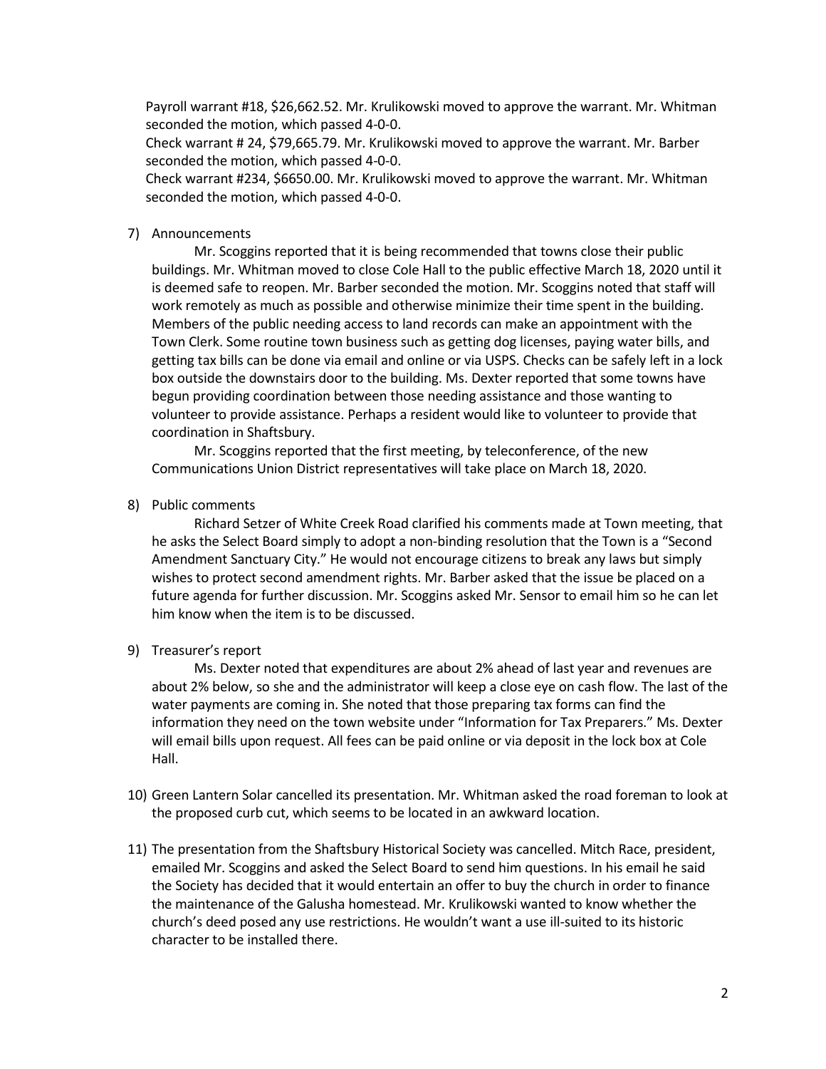Payroll warrant #18, $26,662.52. Mr. Krulikowski moved to approve the warrant. Mr. Whitman seconded the motion, which passed 4-0-0.
Check warrant # 24, $79,665.79. Mr. Krulikowski moved to approve the warrant. Mr. Barber seconded the motion, which passed 4-0-0.
Check warrant #234, $6650.00. Mr. Krulikowski moved to approve the warrant. Mr. Whitman seconded the motion, which passed 4-0-0.

7) Announcements

Mr. Scoggins reported that it is being recommended that towns close their public buildings. Mr. Whitman moved to close Cole Hall to the public effective March 18, 2020 until it is deemed safe to reopen. Mr. Barber seconded the motion. Mr. Scoggins noted that staff will work remotely as much as possible and otherwise minimize their time spent in the building. Members of the public needing access to land records can make an appointment with the Town Clerk. Some routine town business such as getting dog licenses, paying water bills, and getting tax bills can be done via email and online or via USPS. Checks can be safely left in a lock box outside the downstairs door to the building. Ms. Dexter reported that some towns have begun providing coordination between those needing assistance and those wanting to volunteer to provide assistance. Perhaps a resident would like to volunteer to provide that coordination in Shaftsbury.

Mr. Scoggins reported that the first meeting, by teleconference, of the new Communications Union District representatives will take place on March 18, 2020.

8) Public comments

Richard Setzer of White Creek Road clarified his comments made at Town meeting, that he asks the Select Board simply to adopt a non-binding resolution that the Town is a "Second Amendment Sanctuary City." He would not encourage citizens to break any laws but simply wishes to protect second amendment rights. Mr. Barber asked that the issue be placed on a future agenda for further discussion. Mr. Scoggins asked Mr. Sensor to email him so he can let him know when the item is to be discussed.

9) Treasurer's report

Ms. Dexter noted that expenditures are about 2% ahead of last year and revenues are about 2% below, so she and the administrator will keep a close eye on cash flow. The last of the water payments are coming in. She noted that those preparing tax forms can find the information they need on the town website under "Information for Tax Preparers." Ms. Dexter will email bills upon request. All fees can be paid online or via deposit in the lock box at Cole Hall.

10) Green Lantern Solar cancelled its presentation. Mr. Whitman asked the road foreman to look at the proposed curb cut, which seems to be located in an awkward location.

11) The presentation from the Shaftsbury Historical Society was cancelled. Mitch Race, president, emailed Mr. Scoggins and asked the Select Board to send him questions. In his email he said the Society has decided that it would entertain an offer to buy the church in order to finance the maintenance of the Galusha homestead. Mr. Krulikowski wanted to know whether the church's deed posed any use restrictions. He wouldn't want a use ill-suited to its historic character to be installed there.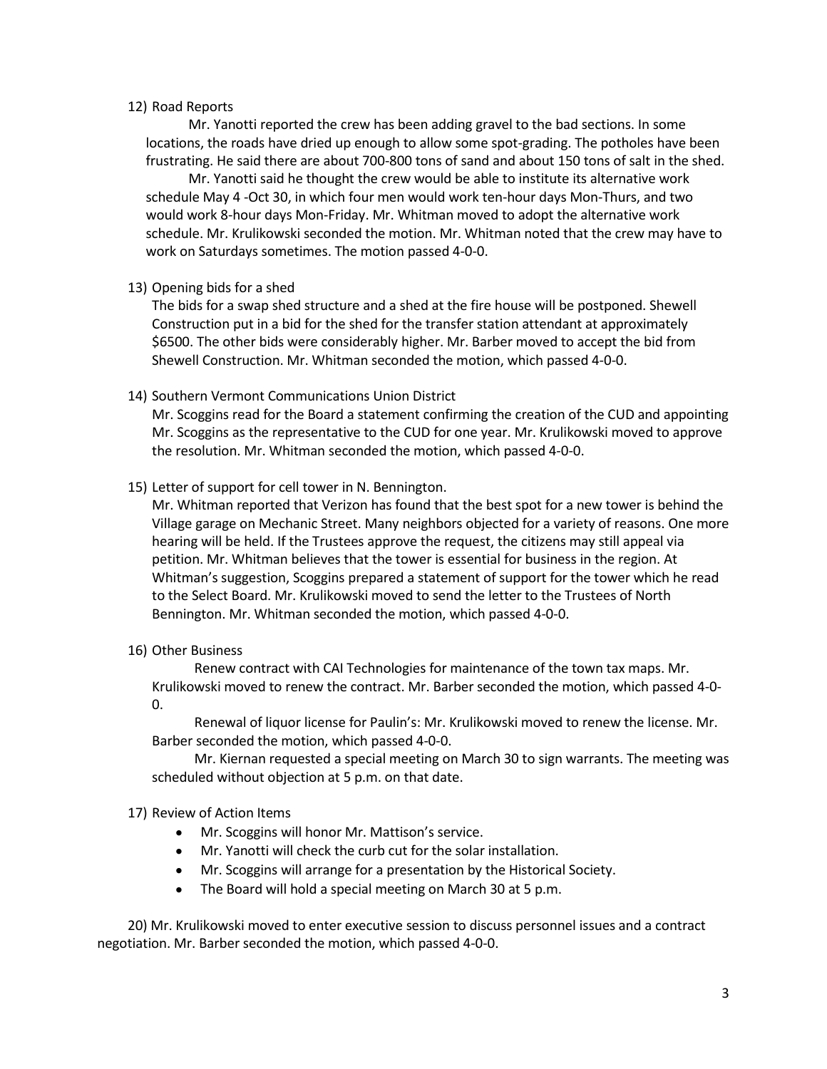12) Road Reports

Mr. Yanotti reported the crew has been adding gravel to the bad sections. In some locations, the roads have dried up enough to allow some spot-grading. The potholes have been frustrating. He said there are about 700-800 tons of sand and about 150 tons of salt in the shed.

Mr. Yanotti said he thought the crew would be able to institute its alternative work schedule May 4 -Oct 30, in which four men would work ten-hour days Mon-Thurs, and two would work 8-hour days Mon-Friday. Mr. Whitman moved to adopt the alternative work schedule. Mr. Krulikowski seconded the motion. Mr. Whitman noted that the crew may have to work on Saturdays sometimes. The motion passed 4-0-0.

13) Opening bids for a shed

The bids for a swap shed structure and a shed at the fire house will be postponed. Shewell Construction put in a bid for the shed for the transfer station attendant at approximately $6500. The other bids were considerably higher. Mr. Barber moved to accept the bid from Shewell Construction. Mr. Whitman seconded the motion, which passed 4-0-0.

14) Southern Vermont Communications Union District

Mr. Scoggins read for the Board a statement confirming the creation of the CUD and appointing Mr. Scoggins as the representative to the CUD for one year. Mr. Krulikowski moved to approve the resolution. Mr. Whitman seconded the motion, which passed 4-0-0.

15) Letter of support for cell tower in N. Bennington.

Mr. Whitman reported that Verizon has found that the best spot for a new tower is behind the Village garage on Mechanic Street. Many neighbors objected for a variety of reasons. One more hearing will be held. If the Trustees approve the request, the citizens may still appeal via petition. Mr. Whitman believes that the tower is essential for business in the region. At Whitman's suggestion, Scoggins prepared a statement of support for the tower which he read to the Select Board. Mr. Krulikowski moved to send the letter to the Trustees of North Bennington. Mr. Whitman seconded the motion, which passed 4-0-0.

16) Other Business

Renew contract with CAI Technologies for maintenance of the town tax maps. Mr. Krulikowski moved to renew the contract. Mr. Barber seconded the motion, which passed 4-0-0.

Renewal of liquor license for Paulin's: Mr. Krulikowski moved to renew the license. Mr. Barber seconded the motion, which passed 4-0-0.

Mr. Kiernan requested a special meeting on March 30 to sign warrants. The meeting was scheduled without objection at 5 p.m. on that date.

17) Review of Action Items

- Mr. Scoggins will honor Mr. Mattison's service.
- Mr. Yanotti will check the curb cut for the solar installation.
- Mr. Scoggins will arrange for a presentation by the Historical Society.
- The Board will hold a special meeting on March 30 at 5 p.m.

20) Mr. Krulikowski moved to enter executive session to discuss personnel issues and a contract negotiation. Mr. Barber seconded the motion, which passed 4-0-0.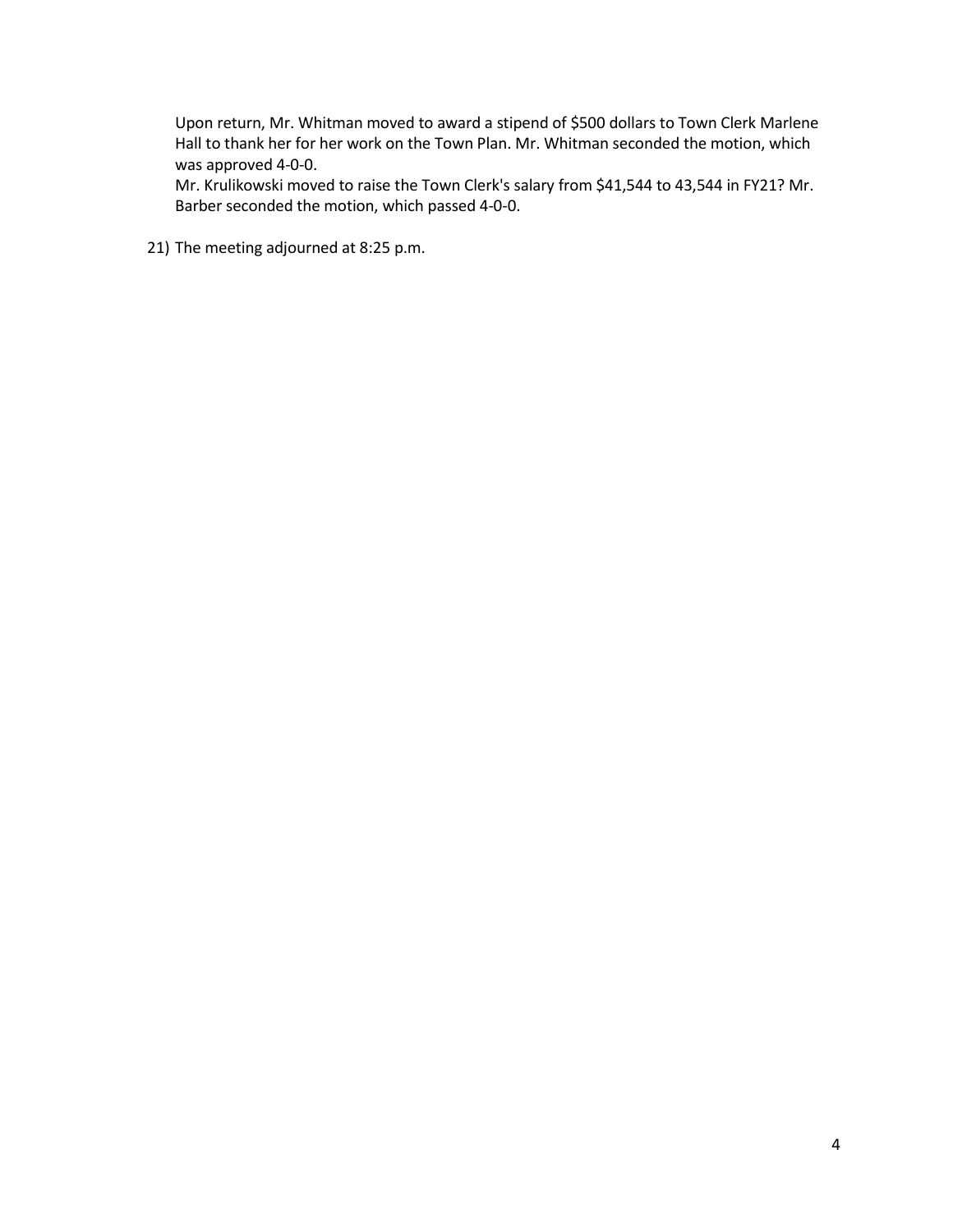Upon return, Mr. Whitman moved to award a stipend of $500 dollars to Town Clerk Marlene Hall to thank her for her work on the Town Plan. Mr. Whitman seconded the motion, which was approved 4-0-0.
Mr. Krulikowski moved to raise the Town Clerk's salary from $41,544 to 43,544 in FY21? Mr. Barber seconded the motion, which passed 4-0-0.

21) The meeting adjourned at 8:25 p.m.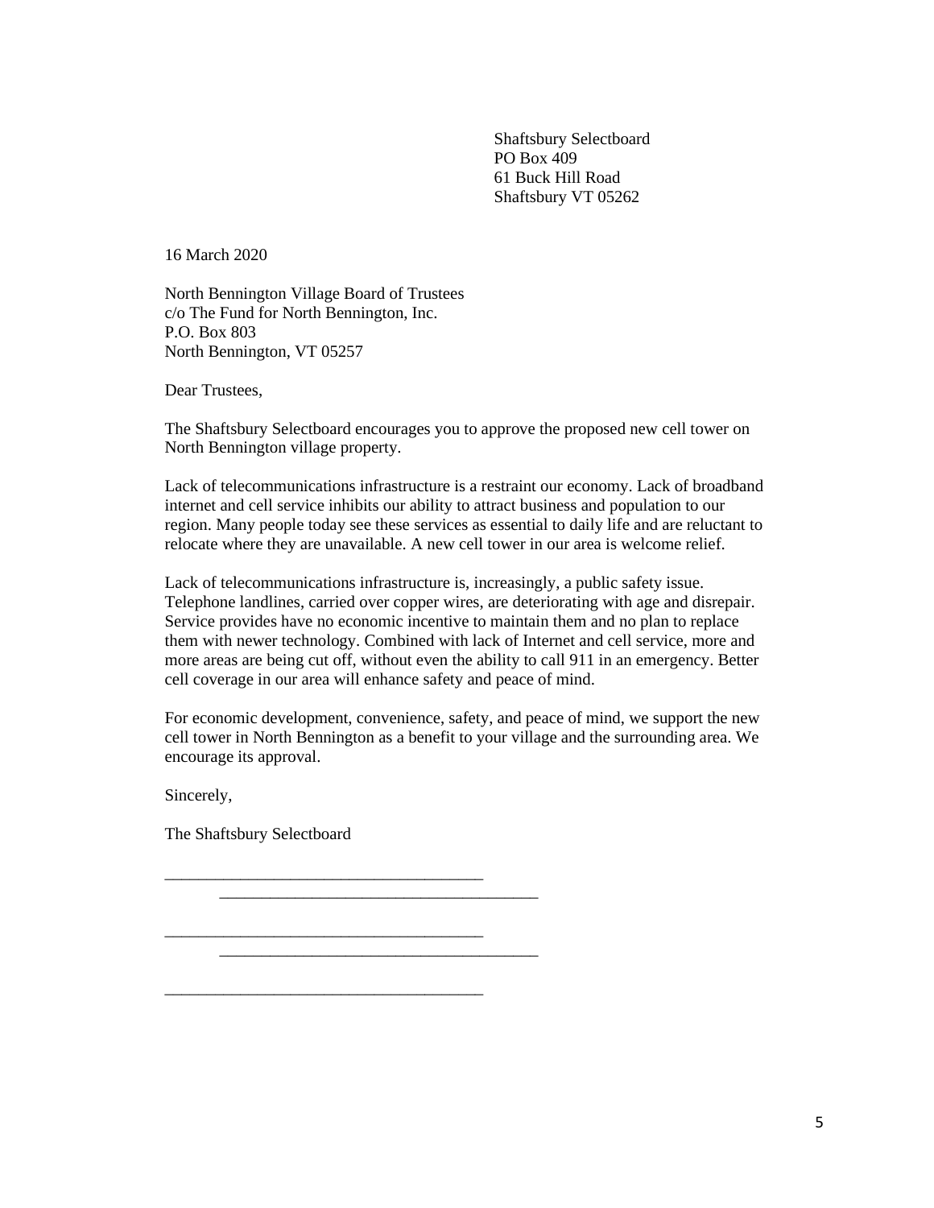Shaftsbury Selectboard
PO Box 409
61 Buck Hill Road
Shaftsbury VT 05262

16 March 2020

North Bennington Village Board of Trustees
c/o The Fund for North Bennington, Inc.
P.O. Box 803
North Bennington, VT 05257

Dear Trustees,

The Shaftsbury Selectboard encourages you to approve the proposed new cell tower on North Bennington village property.

Lack of telecommunications infrastructure is a restraint our economy. Lack of broadband internet and cell service inhibits our ability to attract business and population to our region. Many people today see these services as essential to daily life and are reluctant to relocate where they are unavailable. A new cell tower in our area is welcome relief.

Lack of telecommunications infrastructure is, increasingly, a public safety issue. Telephone landlines, carried over copper wires, are deteriorating with age and disrepair. Service provides have no economic incentive to maintain them and no plan to replace them with newer technology. Combined with lack of Internet and cell service, more and more areas are being cut off, without even the ability to call 911 in an emergency. Better cell coverage in our area will enhance safety and peace of mind.

For economic development, convenience, safety, and peace of mind, we support the new cell tower in North Bennington as a benefit to your village and the surrounding area. We encourage its approval.

Sincerely,

The Shaftsbury Selectboard

______________________________________

______________________________________

______________________________________

______________________________________

______________________________________